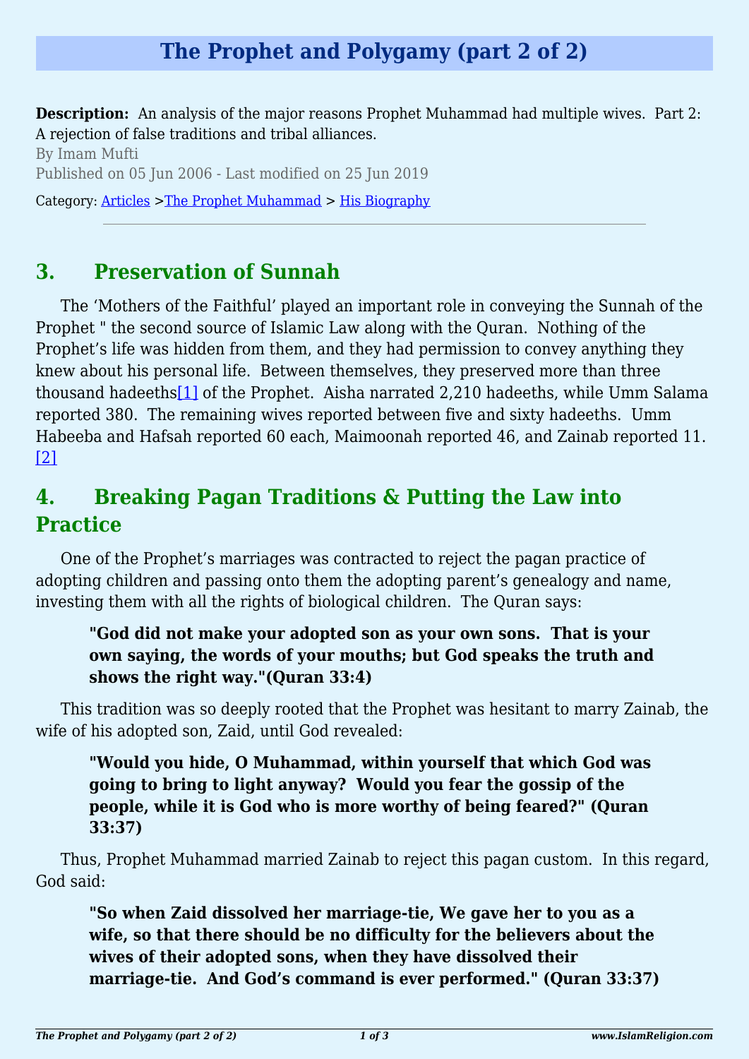# The Prophet and Polygamy (part 2 of 2)

**Description:** An analysis of the major reasons Prophet Muhammad had multiple wives. Part 2: A rejection of false traditions and tribal alliances.

By Imam Mufti

Published on 05 Jun 2006 - Last modified on 25 Jun 2019

Category: Articles >The Prophet Muhammad > His Biography

---

## 3. Preservation of Sunnah

The 'Mothers of the Faithful' played an important role in conveying the Sunnah of the Prophet " the second source of Islamic Law along with the Quran. Nothing of the Prophet's life was hidden from them, and they had permission to convey anything they knew about his personal life. Between themselves, they preserved more than three thousand hadeeths[1] of the Prophet. Aisha narrated 2,210 hadeeths, while Umm Salama reported 380. The remaining wives reported between five and sixty hadeeths. Umm Habeeba and Hafsah reported 60 each, Maimoonah reported 46, and Zainab reported 11. [2]

## 4. Breaking Pagan Traditions & Putting the Law into Practice

One of the Prophet's marriages was contracted to reject the pagan practice of adopting children and passing onto them the adopting parent's genealogy and name, investing them with all the rights of biological children. The Quran says:

> **"God did not make your adopted son as your own sons. That is your own saying, the words of your mouths; but God speaks the truth and shows the right way."(Quran 33:4)**

This tradition was so deeply rooted that the Prophet was hesitant to marry Zainab, the wife of his adopted son, Zaid, until God revealed:

> **"Would you hide, O Muhammad, within yourself that which God was going to bring to light anyway? Would you fear the gossip of the people, while it is God who is more worthy of being feared?" (Quran 33:37)**

Thus, Prophet Muhammad married Zainab to reject this pagan custom. In this regard, God said:

> **"So when Zaid dissolved her marriage-tie, We gave her to you as a wife, so that there should be no difficulty for the believers about the wives of their adopted sons, when they have dissolved their marriage-tie. And God's command is ever performed." (Quran 33:37)**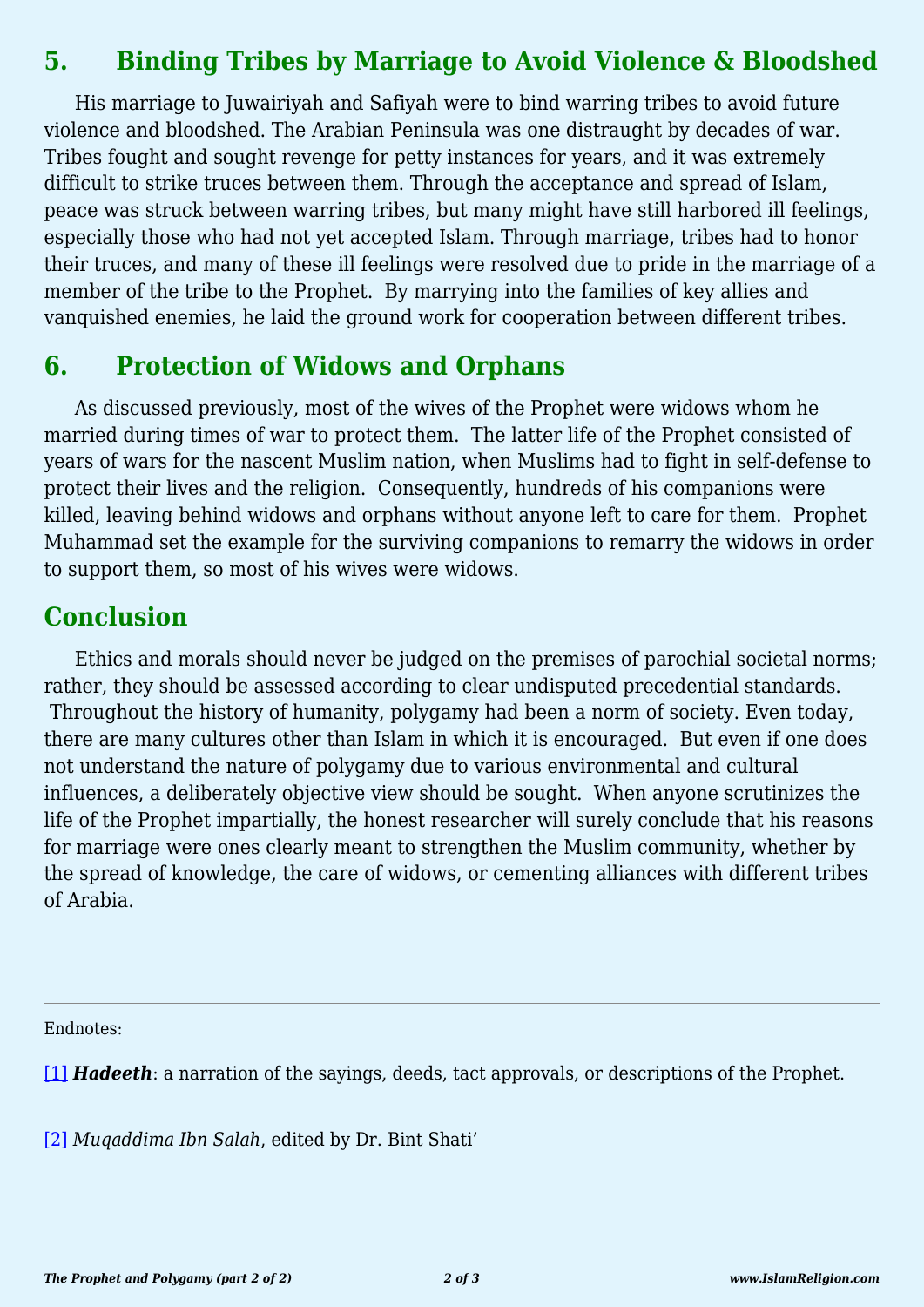## 5. Binding Tribes by Marriage to Avoid Violence & Bloodshed

His marriage to Juwairiyah and Safiyah were to bind warring tribes to avoid future violence and bloodshed. The Arabian Peninsula was one distraught by decades of war. Tribes fought and sought revenge for petty instances for years, and it was extremely difficult to strike truces between them. Through the acceptance and spread of Islam, peace was struck between warring tribes, but many might have still harbored ill feelings, especially those who had not yet accepted Islam. Through marriage, tribes had to honor their truces, and many of these ill feelings were resolved due to pride in the marriage of a member of the tribe to the Prophet. By marrying into the families of key allies and vanquished enemies, he laid the ground work for cooperation between different tribes.

## 6. Protection of Widows and Orphans

As discussed previously, most of the wives of the Prophet were widows whom he married during times of war to protect them. The latter life of the Prophet consisted of years of wars for the nascent Muslim nation, when Muslims had to fight in self-defense to protect their lives and the religion. Consequently, hundreds of his companions were killed, leaving behind widows and orphans without anyone left to care for them. Prophet Muhammad set the example for the surviving companions to remarry the widows in order to support them, so most of his wives were widows.

## Conclusion

Ethics and morals should never be judged on the premises of parochial societal norms; rather, they should be assessed according to clear undisputed precedential standards. Throughout the history of humanity, polygamy had been a norm of society. Even today, there are many cultures other than Islam in which it is encouraged. But even if one does not understand the nature of polygamy due to various environmental and cultural influences, a deliberately objective view should be sought. When anyone scrutinizes the life of the Prophet impartially, the honest researcher will surely conclude that his reasons for marriage were ones clearly meant to strengthen the Muslim community, whether by the spread of knowledge, the care of widows, or cementing alliances with different tribes of Arabia.

---

Endnotes:

[1] ***Hadeeth***: a narration of the sayings, deeds, tact approvals, or descriptions of the Prophet.

[2] *Muqaddima Ibn Salah*, edited by Dr. Bint Shati'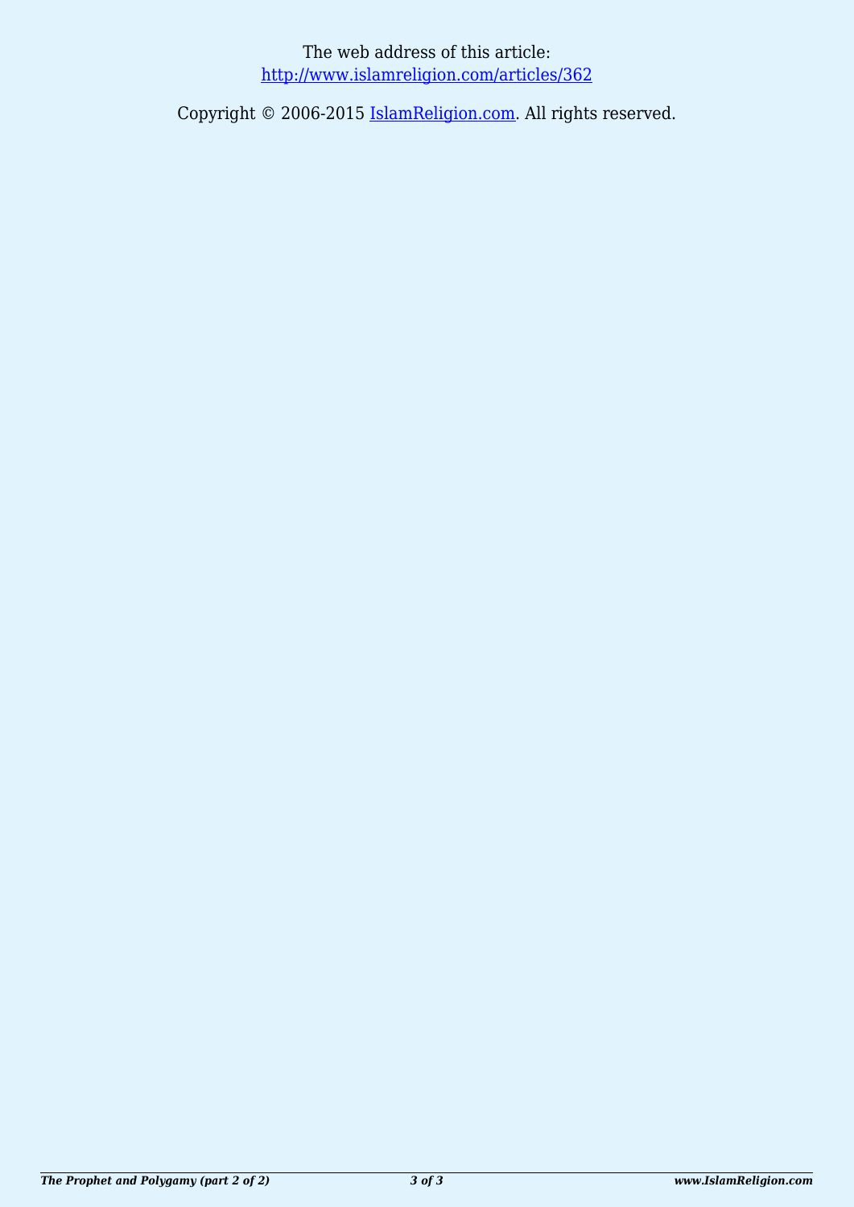The web address of this article:
http://www.islamreligion.com/articles/362

Copyright © 2006-2015 IslamReligion.com. All rights reserved.